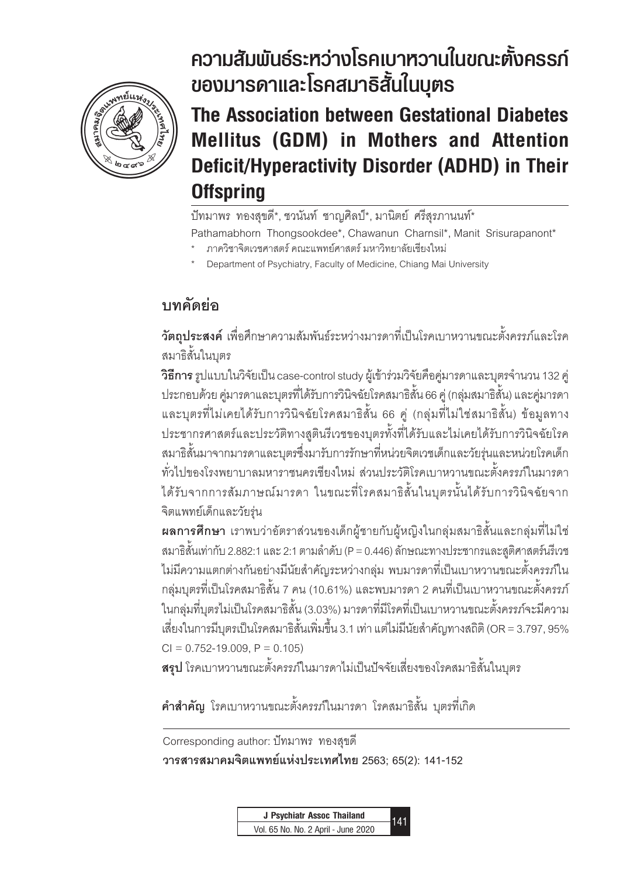# ความสัมพันธ์ระหว่างโรคเบาหวานในขณะตั้งครรภ์ของมารดาและโรคสมาธิสั้นในบุตร

# The Association between Gestational Diabetes Mellitus (GDM) in Mothers and Attention Deficit/Hyperactivity Disorder (ADHD) in Their Offspring

ปัทมาพร ทองสุขดี*, ชวนันท์ ชาญศิลป์*, มานิตย์ ศรีสุรภานนท์*

Pathamabhorn Thongsookdee*, Chawanun Charnsil*, Manit Srisurapanont*

\* ภาควิชาจิตเวชศาสตร์ คณะแพทยศาสตร์ มหาวิทยาลัยเชียงใหม่

\* Department of Psychiatry, Faculty of Medicine, Chiang Mai University

## บทคัดย่อ

**วัตถุประสงค์** เพื่อศึกษาความสัมพันธ์ระหว่างมารดาที่เป็นโรคเบาหวานขณะตั้งครรภ์และโรคสมาธิสั้นในบุตร

**วิธีการ** รูปแบบในวิจัยเป็น case-control study ผู้เข้าร่วมวิจัยคือคู่มารดาและบุตรจำนวน 132 คู่ ประกอบด้วย คู่มารดาและบุตรที่ได้รับการวินิจฉัยโรคสมาธิสั้น 66 คู่ (กลุ่มสมาธิสั้น) และคู่มารดาและบุตรที่ไม่เคยได้รับการวินิจฉัยโรคสมาธิสั้น 66 คู่ (กลุ่มที่ไม่ใช่สมาธิสั้น) ข้อมูลทางประชากรศาสตร์และประวัติทางสูตินรีเวชของบุตรทั้งที่ได้รับและไม่เคยได้รับการวินิจฉัยโรคสมาธิสั้นมาจากมารดาและบุตรซึ่งมารับการรักษาที่หน่วยจิตเวชเด็กและวัยรุ่นและหน่วยโรคเด็กทั่วไปของโรงพยาบาลมหาราชนครเชียงใหม่ ส่วนประวัติโรคเบาหวานขณะตั้งครรภ์ในมารดาได้รับจากการสัมภาษณ์มารดา ในขณะที่โรคสมาธิสั้นในบุตรนั้นได้รับการวินิจฉัยจากจิตแพทย์เด็กและวัยรุ่น

**ผลการศึกษา** เราพบว่าอัตราส่วนของเด็กผู้ชายกับผู้หญิงในกลุ่มสมาธิสั้นและกลุ่มที่ไม่ใช่สมาธิสั้นเท่ากับ 2.882:1 และ 2:1 ตามลำดับ (P = 0.446) ลักษณะทางประชากรและสูติศาสตร์นรีเวชไม่มีความแตกต่างกันอย่างมีนัยสำคัญระหว่างกลุ่ม พบมารดาที่เป็นเบาหวานขณะตั้งครรภ์ในกลุ่มบุตรที่เป็นโรคสมาธิสั้น 7 คน (10.61%) และพบมารดา 2 คนที่เป็นเบาหวานขณะตั้งครรภ์ในกลุ่มที่บุตรไม่เป็นโรคสมาธิสั้น (3.03%) มารดาที่มีโรคที่เป็นเบาหวานขณะตั้งครรภ์จะมีความเสี่ยงในการมีบุตรเป็นโรคสมาธิสั้นเพิ่มขึ้น 3.1 เท่า แต่ไม่มีนัยสำคัญทางสถิติ (OR = 3.797, 95% CI = 0.752-19.009, P = 0.105)

**สรุป** โรคเบาหวานขณะตั้งครรภ์ในมารดาไม่เป็นปัจจัยเสี่ยงของโรคสมาธิสั้นในบุตร

**คำสำคัญ** โรคเบาหวานขณะตั้งครรภ์ในมารดา โรคสมาธิสั้น บุตรที่เกิด

Corresponding author: ปัทมาพร ทองสุขดี

**วารสารสมาคมจิตแพทย์แห่งประเทศไทย** 2563; 65(2): 141-152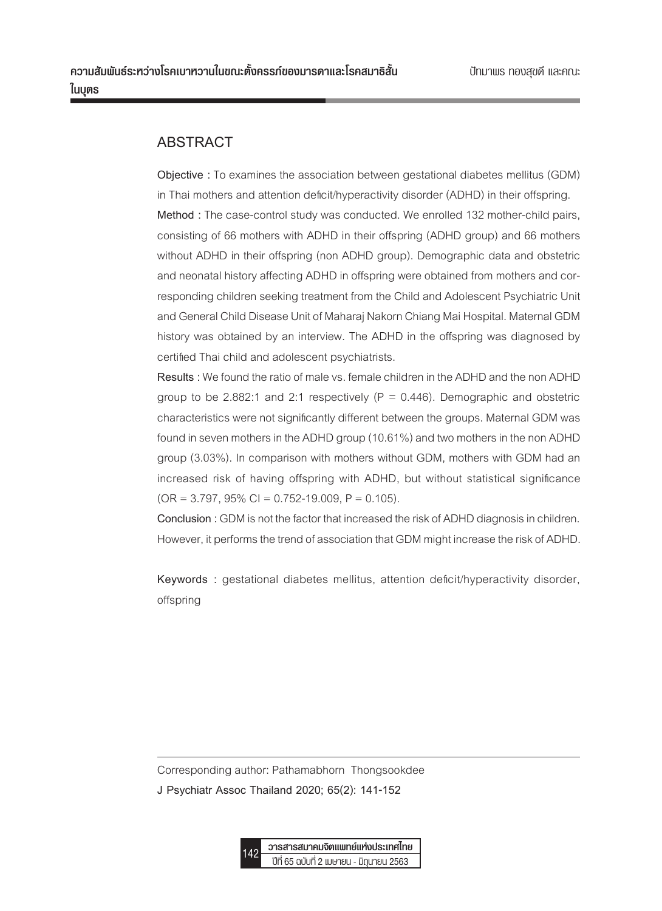## ABSTRACT

**Objective :** To examines the association between gestational diabetes mellitus (GDM) in Thai mothers and attention deficit/hyperactivity disorder (ADHD) in their offspring.

**Method :** The case-control study was conducted. We enrolled 132 mother-child pairs, consisting of 66 mothers with ADHD in their offspring (ADHD group) and 66 mothers without ADHD in their offspring (non ADHD group). Demographic data and obstetric and neonatal history affecting ADHD in offspring were obtained from mothers and corresponding children seeking treatment from the Child and Adolescent Psychiatric Unit and General Child Disease Unit of Maharaj Nakorn Chiang Mai Hospital. Maternal GDM history was obtained by an interview. The ADHD in the offspring was diagnosed by certified Thai child and adolescent psychiatrists.

**Results :** We found the ratio of male vs. female children in the ADHD and the non ADHD group to be 2.882:1 and 2:1 respectively ($P = 0.446$). Demographic and obstetric characteristics were not significantly different between the groups. Maternal GDM was found in seven mothers in the ADHD group (10.61%) and two mothers in the non ADHD group (3.03%). In comparison with mothers without GDM, mothers with GDM had an increased risk of having offspring with ADHD, but without statistical significance ($OR = 3.797$, 95% CI = 0.752-19.009, $P = 0.105$).

**Conclusion :** GDM is not the factor that increased the risk of ADHD diagnosis in children. However, it performs the trend of association that GDM might increase the risk of ADHD.

**Keywords :** gestational diabetes mellitus, attention deficit/hyperactivity disorder, offspring

---

Corresponding author: Pathamabhorn Thongsookdee

**J Psychiatr Assoc Thailand 2020; 65(2): 141-152**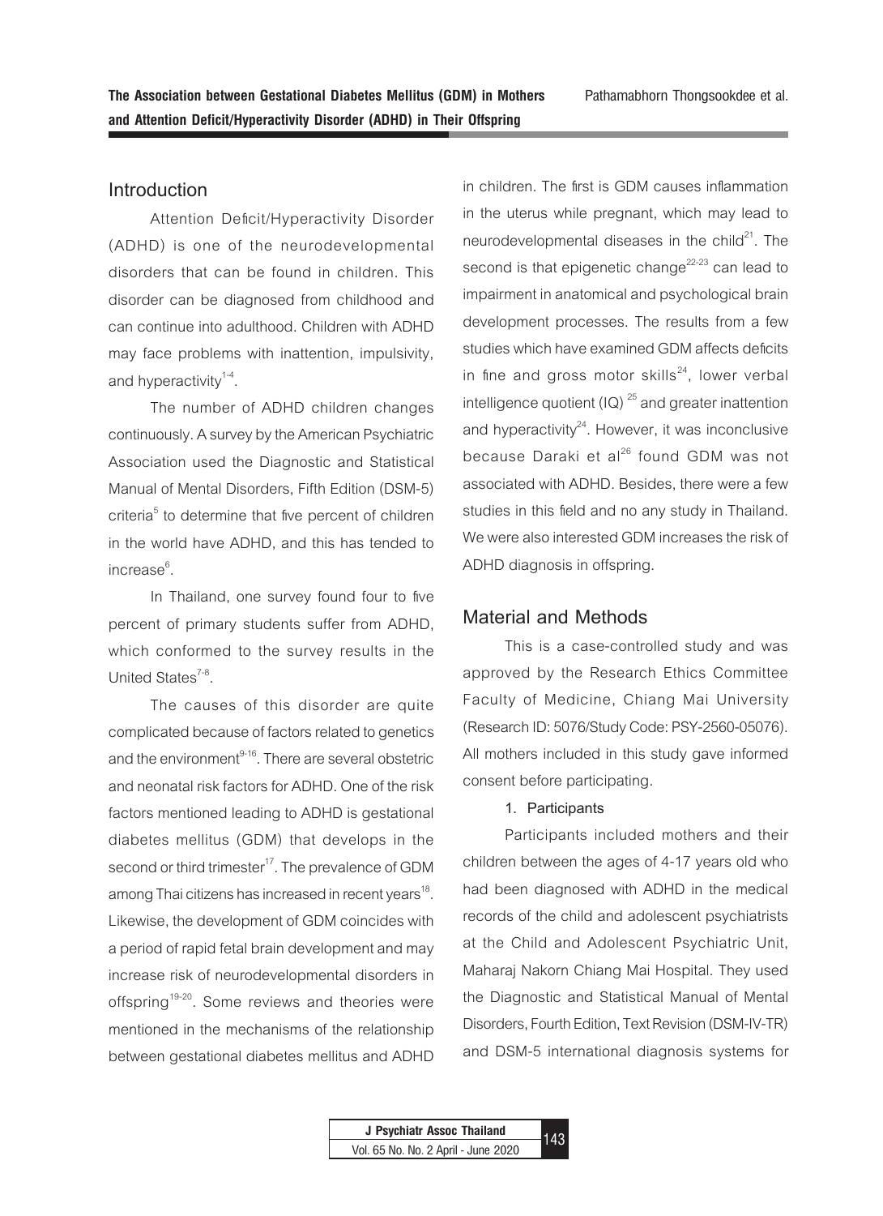## Introduction

Attention Deficit/Hyperactivity Disorder (ADHD) is one of the neurodevelopmental disorders that can be found in children. This disorder can be diagnosed from childhood and can continue into adulthood. Children with ADHD may face problems with inattention, impulsivity, and hyperactivity[1-4].

The number of ADHD children changes continuously. A survey by the American Psychiatric Association used the Diagnostic and Statistical Manual of Mental Disorders, Fifth Edition (DSM-5) criteria[5] to determine that five percent of children in the world have ADHD, and this has tended to increase[6].

In Thailand, one survey found four to five percent of primary students suffer from ADHD, which conformed to the survey results in the United States[7-8].

The causes of this disorder are quite complicated because of factors related to genetics and the environment[9-16]. There are several obstetric and neonatal risk factors for ADHD. One of the risk factors mentioned leading to ADHD is gestational diabetes mellitus (GDM) that develops in the second or third trimester[17]. The prevalence of GDM among Thai citizens has increased in recent years[18]. Likewise, the development of GDM coincides with a period of rapid fetal brain development and may increase risk of neurodevelopmental disorders in offspring[19-20]. Some reviews and theories were mentioned in the mechanisms of the relationship between gestational diabetes mellitus and ADHD in children. The first is GDM causes inflammation in the uterus while pregnant, which may lead to neurodevelopmental diseases in the child[21]. The second is that epigenetic change[22-23] can lead to impairment in anatomical and psychological brain development processes. The results from a few studies which have examined GDM affects deficits in fine and gross motor skills[24], lower verbal intelligence quotient (IQ)[25] and greater inattention and hyperactivity[24]. However, it was inconclusive because Daraki et al[26] found GDM was not associated with ADHD. Besides, there were a few studies in this field and no any study in Thailand. We were also interested GDM increases the risk of ADHD diagnosis in offspring.

## Material and Methods

This is a case-controlled study and was approved by the Research Ethics Committee Faculty of Medicine, Chiang Mai University (Research ID: 5076/Study Code: PSY-2560-05076). All mothers included in this study gave informed consent before participating.

### 1. Participants

Participants included mothers and their children between the ages of 4-17 years old who had been diagnosed with ADHD in the medical records of the child and adolescent psychiatrists at the Child and Adolescent Psychiatric Unit, Maharaj Nakorn Chiang Mai Hospital. They used the Diagnostic and Statistical Manual of Mental Disorders, Fourth Edition, Text Revision (DSM-IV-TR) and DSM-5 international diagnosis systems for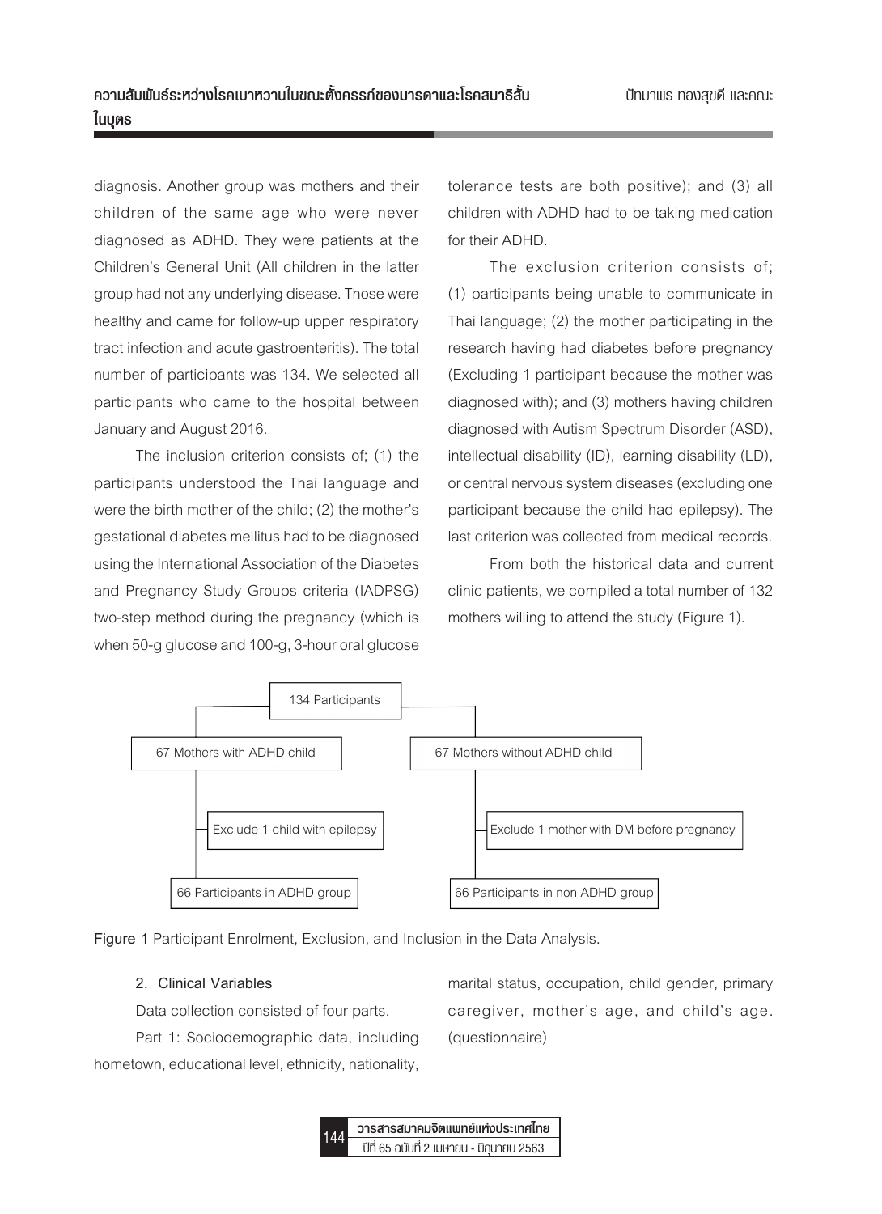diagnosis. Another group was mothers and their children of the same age who were never diagnosed as ADHD. They were patients at the Children's General Unit (All children in the latter group had not any underlying disease. Those were healthy and came for follow-up upper respiratory tract infection and acute gastroenteritis). The total number of participants was 134. We selected all participants who came to the hospital between January and August 2016.

The inclusion criterion consists of; (1) the participants understood the Thai language and were the birth mother of the child; (2) the mother's gestational diabetes mellitus had to be diagnosed using the International Association of the Diabetes and Pregnancy Study Groups criteria (IADPSG) two-step method during the pregnancy (which is when 50-g glucose and 100-g, 3-hour oral glucose tolerance tests are both positive); and (3) all children with ADHD had to be taking medication for their ADHD.

The exclusion criterion consists of; (1) participants being unable to communicate in Thai language; (2) the mother participating in the research having had diabetes before pregnancy (Excluding 1 participant because the mother was diagnosed with); and (3) mothers having children diagnosed with Autism Spectrum Disorder (ASD), intellectual disability (ID), learning disability (LD), or central nervous system diseases (excluding one participant because the child had epilepsy). The last criterion was collected from medical records.

From both the historical data and current clinic patients, we compiled a total number of 132 mothers willing to attend the study (Figure 1).

- 134 Participants
  - 67 Mothers with ADHD child
    - Exclude 1 child with epilepsy
    - 66 Participants in ADHD group
  - 67 Mothers without ADHD child
    - Exclude 1 mother with DM before pregnancy
    - 66 Participants in non ADHD group

**Figure 1** Participant Enrolment, Exclusion, and Inclusion in the Data Analysis.

**2. Clinical Variables**

Data collection consisted of four parts.

Part 1: Sociodemographic data, including hometown, educational level, ethnicity, nationality, marital status, occupation, child gender, primary caregiver, mother's age, and child's age. (questionnaire)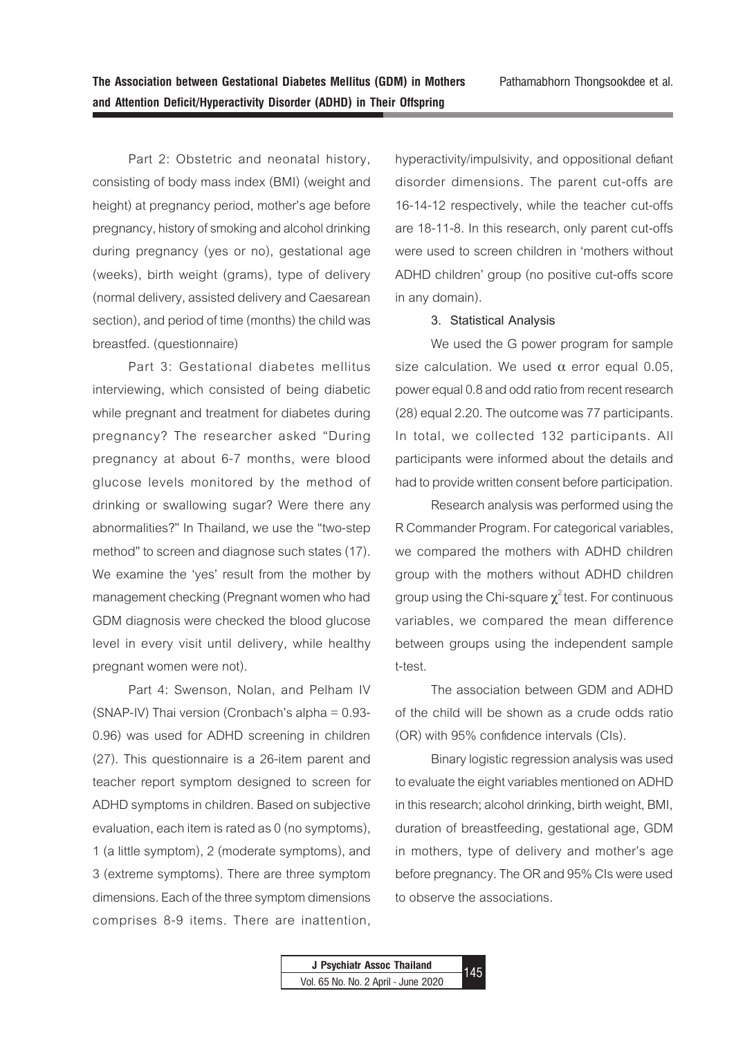Part 2: Obstetric and neonatal history, consisting of body mass index (BMI) (weight and height) at pregnancy period, mother's age before pregnancy, history of smoking and alcohol drinking during pregnancy (yes or no), gestational age (weeks), birth weight (grams), type of delivery (normal delivery, assisted delivery and Caesarean section), and period of time (months) the child was breastfed. (questionnaire)

Part 3: Gestational diabetes mellitus interviewing, which consisted of being diabetic while pregnant and treatment for diabetes during pregnancy? The researcher asked "During pregnancy at about 6-7 months, were blood glucose levels monitored by the method of drinking or swallowing sugar? Were there any abnormalities?" In Thailand, we use the "two-step method" to screen and diagnose such states (17). We examine the 'yes' result from the mother by management checking (Pregnant women who had GDM diagnosis were checked the blood glucose level in every visit until delivery, while healthy pregnant women were not).

Part 4: Swenson, Nolan, and Pelham IV (SNAP-IV) Thai version (Cronbach's alpha = 0.93-0.96) was used for ADHD screening in children (27). This questionnaire is a 26-item parent and teacher report symptom designed to screen for ADHD symptoms in children. Based on subjective evaluation, each item is rated as 0 (no symptoms), 1 (a little symptom), 2 (moderate symptoms), and 3 (extreme symptoms). There are three symptom dimensions. Each of the three symptom dimensions comprises 8-9 items. There are inattention, hyperactivity/impulsivity, and oppositional defiant disorder dimensions. The parent cut-offs are 16-14-12 respectively, while the teacher cut-offs are 18-11-8. In this research, only parent cut-offs were used to screen children in 'mothers without ADHD children' group (no positive cut-offs score in any domain).

### 3. Statistical Analysis

We used the G power program for sample size calculation. We used $\alpha$ error equal 0.05, power equal 0.8 and odd ratio from recent research (28) equal 2.20. The outcome was 77 participants. In total, we collected 132 participants. All participants were informed about the details and had to provide written consent before participation.

Research analysis was performed using the R Commander Program. For categorical variables, we compared the mothers with ADHD children group with the mothers without ADHD children group using the Chi-square $\chi^2$ test. For continuous variables, we compared the mean difference between groups using the independent sample t-test.

The association between GDM and ADHD of the child will be shown as a crude odds ratio (OR) with 95% confidence intervals (CIs).

Binary logistic regression analysis was used to evaluate the eight variables mentioned on ADHD in this research; alcohol drinking, birth weight, BMI, duration of breastfeeding, gestational age, GDM in mothers, type of delivery and mother's age before pregnancy. The OR and 95% CIs were used to observe the associations.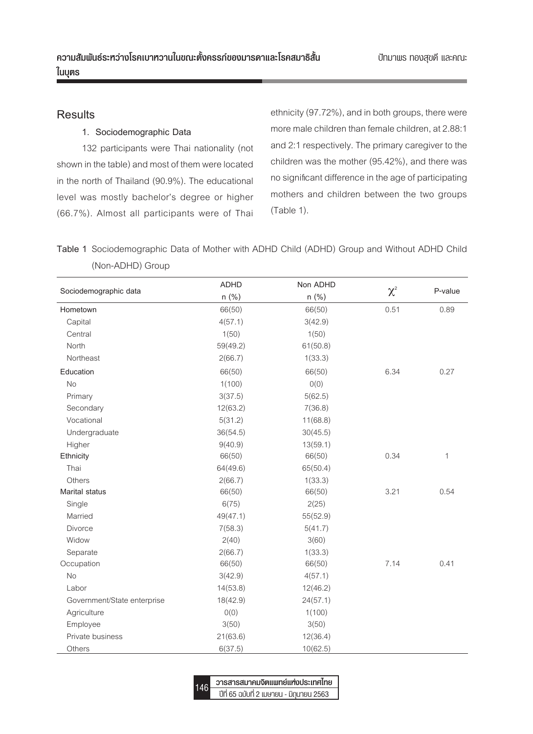## Results

### 1. Sociodemographic Data

132 participants were Thai nationality (not shown in the table) and most of them were located in the north of Thailand (90.9%). The educational level was mostly bachelor's degree or higher (66.7%). Almost all participants were of Thai ethnicity (97.72%), and in both groups, there were more male children than female children, at 2.88:1 and 2:1 respectively. The primary caregiver to the children was the mother (95.42%), and there was no significant difference in the age of participating mothers and children between the two groups (Table 1).

**Table 1** Sociodemographic Data of Mother with ADHD Child (ADHD) Group and Without ADHD Child (Non-ADHD) Group

| Sociodemographic data | ADHD n (%) | Non ADHD n (%) | $\chi^2$ | P-value |
|---|---|---|---|---|
| Hometown | 66(50) | 66(50) | 0.51 | 0.89 |
| Capital | 4(57.1) | 3(42.9) | | |
| Central | 1(50) | 1(50) | | |
| North | 59(49.2) | 61(50.8) | | |
| Northeast | 2(66.7) | 1(33.3) | | |
| Education | 66(50) | 66(50) | 6.34 | 0.27 |
| No | 1(100) | 0(0) | | |
| Primary | 3(37.5) | 5(62.5) | | |
| Secondary | 12(63.2) | 7(36.8) | | |
| Vocational | 5(31.2) | 11(68.8) | | |
| Undergraduate | 36(54.5) | 30(45.5) | | |
| Higher | 9(40.9) | 13(59.1) | | |
| Ethnicity | 66(50) | 66(50) | 0.34 | 1 |
| Thai | 64(49.6) | 65(50.4) | | |
| Others | 2(66.7) | 1(33.3) | | |
| Marital status | 66(50) | 66(50) | 3.21 | 0.54 |
| Single | 6(75) | 2(25) | | |
| Married | 49(47.1) | 55(52.9) | | |
| Divorce | 7(58.3) | 5(41.7) | | |
| Widow | 2(40) | 3(60) | | |
| Separate | 2(66.7) | 1(33.3) | | |
| Occupation | 66(50) | 66(50) | 7.14 | 0.41 |
| No | 3(42.9) | 4(57.1) | | |
| Labor | 14(53.8) | 12(46.2) | | |
| Government/State enterprise | 18(42.9) | 24(57.1) | | |
| Agriculture | 0(0) | 1(100) | | |
| Employee | 3(50) | 3(50) | | |
| Private business | 21(63.6) | 12(36.4) | | |
| Others | 6(37.5) | 10(62.5) | | |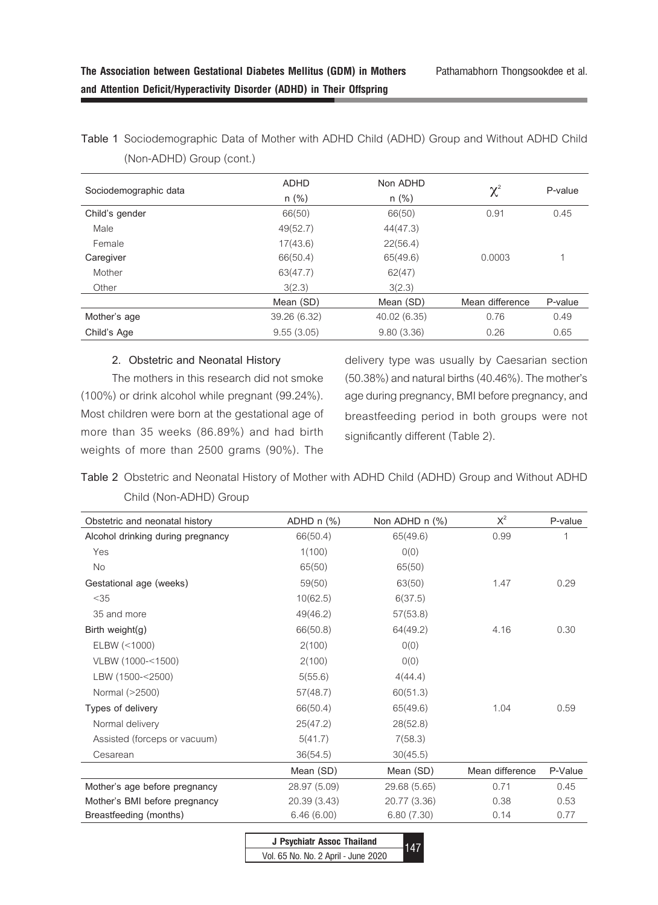Table 1 Sociodemographic Data of Mother with ADHD Child (ADHD) Group and Without ADHD Child (Non-ADHD) Group (cont.)

| Sociodemographic data | ADHD n (%) | Non ADHD n (%) | $\chi^2$ | P-value |
|---|---|---|---|---|
| Child's gender | 66(50) | 66(50) | 0.91 | 0.45 |
| Male | 49(52.7) | 44(47.3) | | |
| Female | 17(43.6) | 22(56.4) | | |
| Caregiver | 66(50.4) | 65(49.6) | 0.0003 | 1 |
| Mother | 63(47.7) | 62(47) | | |
| Other | 3(2.3) | 3(2.3) | | |
| | Mean (SD) | Mean (SD) | Mean difference | P-value |
| Mother's age | 39.26 (6.32) | 40.02 (6.35) | 0.76 | 0.49 |
| Child's Age | 9.55 (3.05) | 9.80 (3.36) | 0.26 | 0.65 |

2. Obstetric and Neonatal History

The mothers in this research did not smoke (100%) or drink alcohol while pregnant (99.24%). Most children were born at the gestational age of more than 35 weeks (86.89%) and had birth weights of more than 2500 grams (90%). The delivery type was usually by Caesarian section (50.38%) and natural births (40.46%). The mother's age during pregnancy, BMI before pregnancy, and breastfeeding period in both groups were not significantly different (Table 2).

Table 2 Obstetric and Neonatal History of Mother with ADHD Child (ADHD) Group and Without ADHD Child (Non-ADHD) Group

| Obstetric and neonatal history | ADHD n (%) | Non ADHD n (%) | $X^2$ | P-value |
|---|---|---|---|---|
| Alcohol drinking during pregnancy | 66(50.4) | 65(49.6) | 0.99 | 1 |
| Yes | 1(100) | 0(0) | | |
| No | 65(50) | 65(50) | | |
| Gestational age (weeks) | 59(50) | 63(50) | 1.47 | 0.29 |
| <35 | 10(62.5) | 6(37.5) | | |
| 35 and more | 49(46.2) | 57(53.8) | | |
| Birth weight(g) | 66(50.8) | 64(49.2) | 4.16 | 0.30 |
| ELBW (<1000) | 2(100) | 0(0) | | |
| VLBW (1000-<1500) | 2(100) | 0(0) | | |
| LBW (1500-<2500) | 5(55.6) | 4(44.4) | | |
| Normal (>2500) | 57(48.7) | 60(51.3) | | |
| Types of delivery | 66(50.4) | 65(49.6) | 1.04 | 0.59 |
| Normal delivery | 25(47.2) | 28(52.8) | | |
| Assisted (forceps or vacuum) | 5(41.7) | 7(58.3) | | |
| Cesarean | 36(54.5) | 30(45.5) | | |
| | Mean (SD) | Mean (SD) | Mean difference | P-Value |
| Mother's age before pregnancy | 28.97 (5.09) | 29.68 (5.65) | 0.71 | 0.45 |
| Mother's BMI before pregnancy | 20.39 (3.43) | 20.77 (3.36) | 0.38 | 0.53 |
| Breastfeeding (months) | 6.46 (6.00) | 6.80 (7.30) | 0.14 | 0.77 |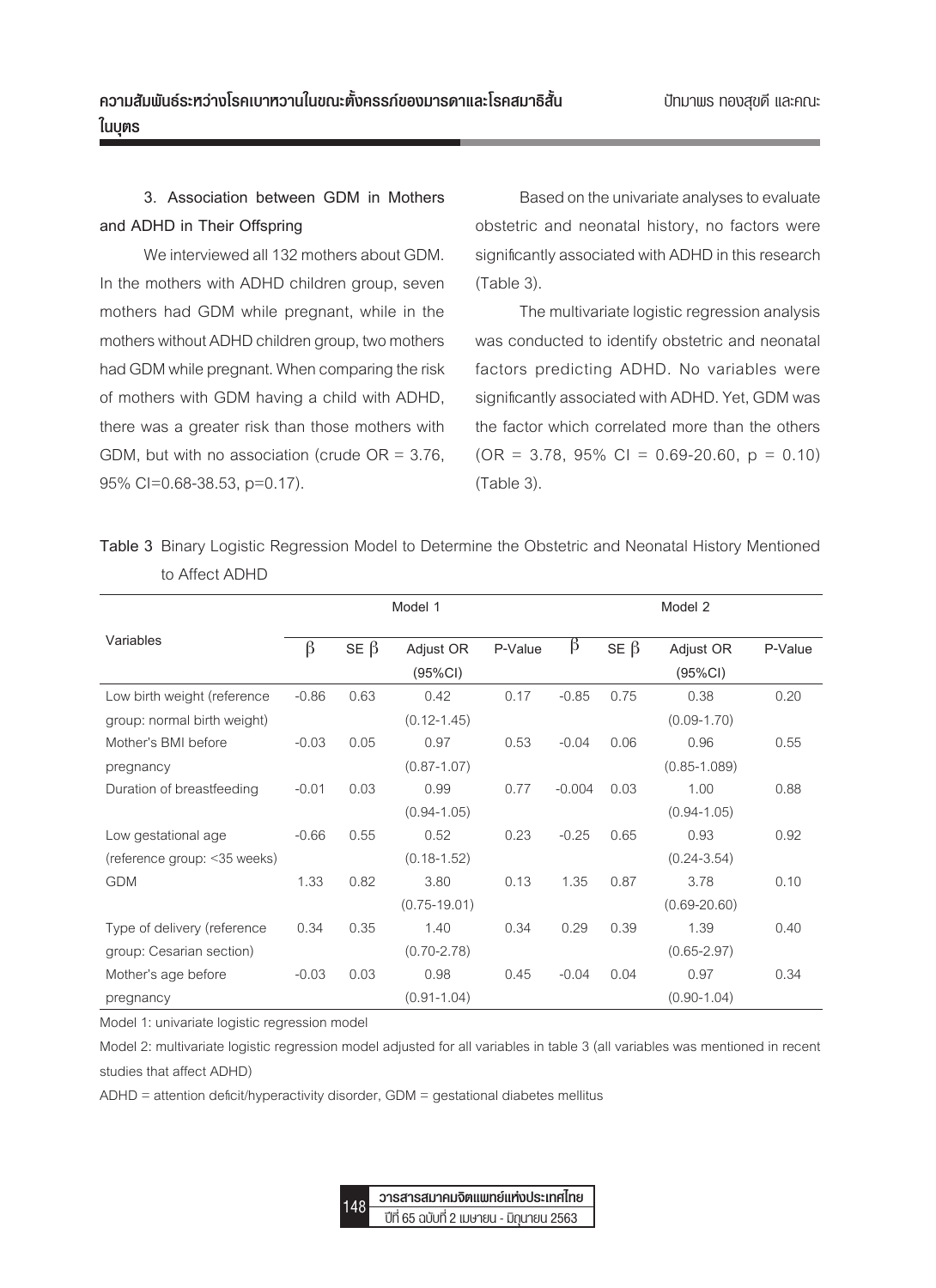### 3. Association between GDM in Mothers and ADHD in Their Offspring

We interviewed all 132 mothers about GDM. In the mothers with ADHD children group, seven mothers had GDM while pregnant, while in the mothers without ADHD children group, two mothers had GDM while pregnant. When comparing the risk of mothers with GDM having a child with ADHD, there was a greater risk than those mothers with GDM, but with no association (crude OR = 3.76, 95% CI=0.68-38.53, p=0.17).

Based on the univariate analyses to evaluate obstetric and neonatal history, no factors were significantly associated with ADHD in this research (Table 3).

The multivariate logistic regression analysis was conducted to identify obstetric and neonatal factors predicting ADHD. No variables were significantly associated with ADHD. Yet, GDM was the factor which correlated more than the others (OR = 3.78, 95% CI = 0.69-20.60, p = 0.10) (Table 3).

**Table 3** Binary Logistic Regression Model to Determine the Obstetric and Neonatal History Mentioned to Affect ADHD

| Variables | Model 1 | | | | Model 2 | | | |
|---|---|---|---|---|---|---|---|---|
| | $\beta$ | SE $\beta$ | Adjust OR (95%CI) | P-Value | $\beta$ | SE $\beta$ | Adjust OR (95%CI) | P-Value |
| Low birth weight (reference group: normal birth weight) | -0.86 | 0.63 | 0.42 (0.12-1.45) | 0.17 | -0.85 | 0.75 | 0.38 (0.09-1.70) | 0.20 |
| Mother's BMI before pregnancy | -0.03 | 0.05 | 0.97 (0.87-1.07) | 0.53 | -0.04 | 0.06 | 0.96 (0.85-1.089) | 0.55 |
| Duration of breastfeeding | -0.01 | 0.03 | 0.99 (0.94-1.05) | 0.77 | -0.004 | 0.03 | 1.00 (0.94-1.05) | 0.88 |
| Low gestational age (reference group: <35 weeks) | -0.66 | 0.55 | 0.52 (0.18-1.52) | 0.23 | -0.25 | 0.65 | 0.93 (0.24-3.54) | 0.92 |
| GDM | 1.33 | 0.82 | 3.80 (0.75-19.01) | 0.13 | 1.35 | 0.87 | 3.78 (0.69-20.60) | 0.10 |
| Type of delivery (reference group: Cesarian section) | 0.34 | 0.35 | 1.40 (0.70-2.78) | 0.34 | 0.29 | 0.39 | 1.39 (0.65-2.97) | 0.40 |
| Mother's age before pregnancy | -0.03 | 0.03 | 0.98 (0.91-1.04) | 0.45 | -0.04 | 0.04 | 0.97 (0.90-1.04) | 0.34 |

Model 1: univariate logistic regression model

Model 2: multivariate logistic regression model adjusted for all variables in table 3 (all variables was mentioned in recent studies that affect ADHD)

ADHD = attention deficit/hyperactivity disorder, GDM = gestational diabetes mellitus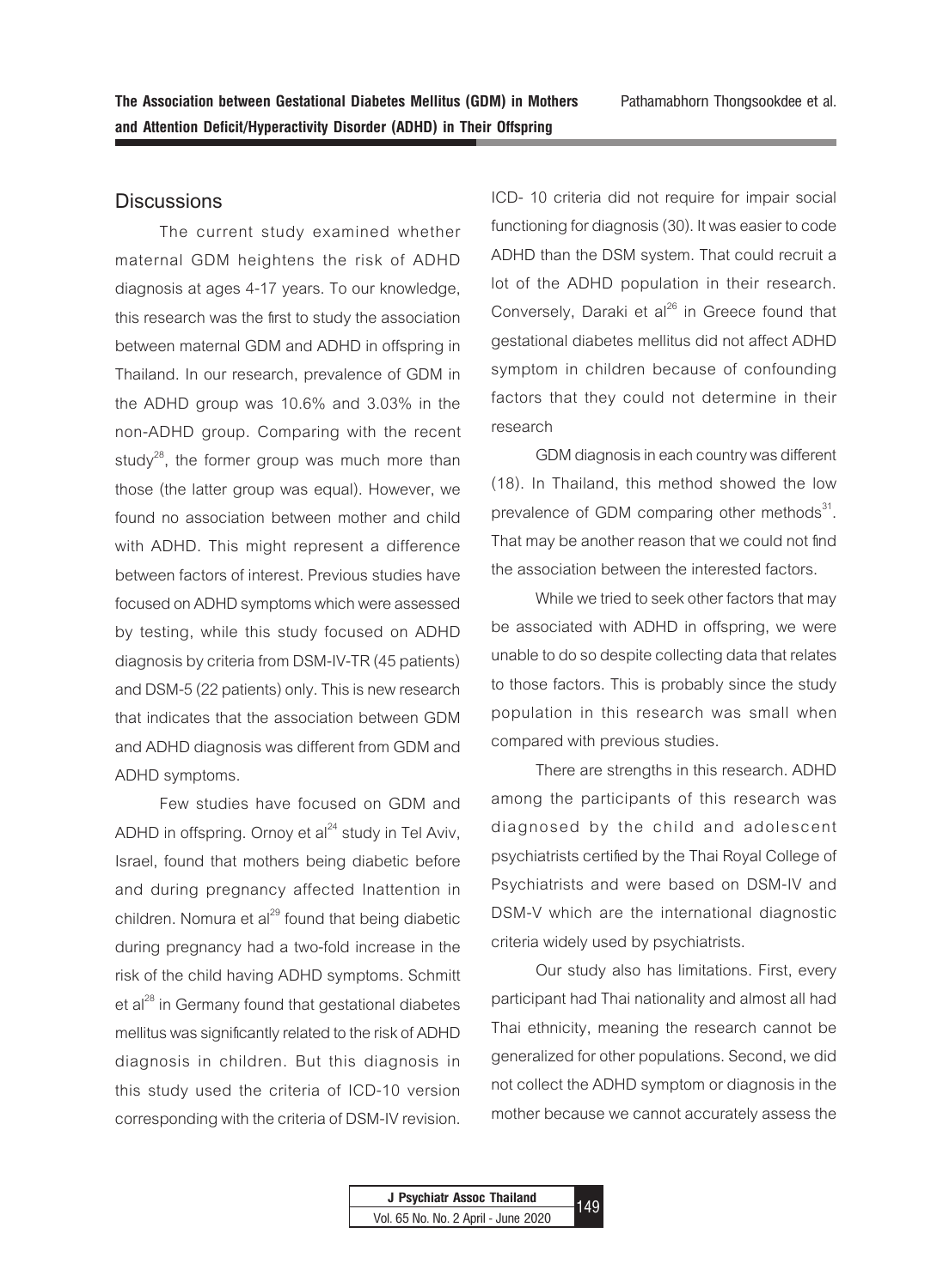## Discussions

The current study examined whether maternal GDM heightens the risk of ADHD diagnosis at ages 4-17 years. To our knowledge, this research was the first to study the association between maternal GDM and ADHD in offspring in Thailand. In our research, prevalence of GDM in the ADHD group was 10.6% and 3.03% in the non-ADHD group. Comparing with the recent study[28], the former group was much more than those (the latter group was equal). However, we found no association between mother and child with ADHD. This might represent a difference between factors of interest. Previous studies have focused on ADHD symptoms which were assessed by testing, while this study focused on ADHD diagnosis by criteria from DSM-IV-TR (45 patients) and DSM-5 (22 patients) only. This is new research that indicates that the association between GDM and ADHD diagnosis was different from GDM and ADHD symptoms.

Few studies have focused on GDM and ADHD in offspring. Ornoy et al[24] study in Tel Aviv, Israel, found that mothers being diabetic before and during pregnancy affected Inattention in children. Nomura et al[29] found that being diabetic during pregnancy had a two-fold increase in the risk of the child having ADHD symptoms. Schmitt et al[28] in Germany found that gestational diabetes mellitus was significantly related to the risk of ADHD diagnosis in children. But this diagnosis in this study used the criteria of ICD-10 version corresponding with the criteria of DSM-IV revision. ICD- 10 criteria did not require for impair social functioning for diagnosis (30). It was easier to code ADHD than the DSM system. That could recruit a lot of the ADHD population in their research. Conversely, Daraki et al[26] in Greece found that gestational diabetes mellitus did not affect ADHD symptom in children because of confounding factors that they could not determine in their research

GDM diagnosis in each country was different (18). In Thailand, this method showed the low prevalence of GDM comparing other methods[31]. That may be another reason that we could not find the association between the interested factors.

While we tried to seek other factors that may be associated with ADHD in offspring, we were unable to do so despite collecting data that relates to those factors. This is probably since the study population in this research was small when compared with previous studies.

There are strengths in this research. ADHD among the participants of this research was diagnosed by the child and adolescent psychiatrists certified by the Thai Royal College of Psychiatrists and were based on DSM-IV and DSM-V which are the international diagnostic criteria widely used by psychiatrists.

Our study also has limitations. First, every participant had Thai nationality and almost all had Thai ethnicity, meaning the research cannot be generalized for other populations. Second, we did not collect the ADHD symptom or diagnosis in the mother because we cannot accurately assess the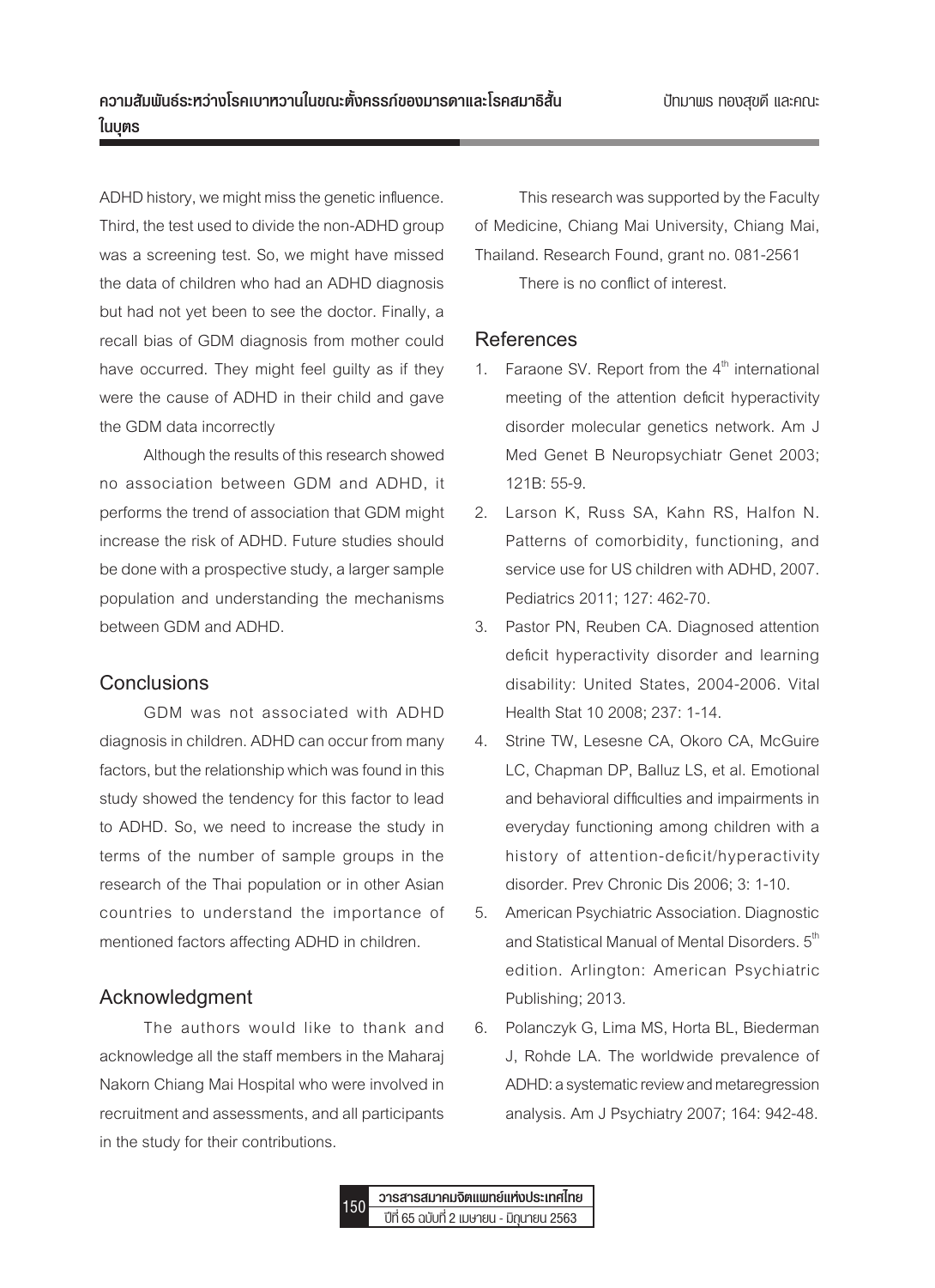ADHD history, we might miss the genetic influence. Third, the test used to divide the non-ADHD group was a screening test. So, we might have missed the data of children who had an ADHD diagnosis but had not yet been to see the doctor. Finally, a recall bias of GDM diagnosis from mother could have occurred. They might feel guilty as if they were the cause of ADHD in their child and gave the GDM data incorrectly

Although the results of this research showed no association between GDM and ADHD, it performs the trend of association that GDM might increase the risk of ADHD. Future studies should be done with a prospective study, a larger sample population and understanding the mechanisms between GDM and ADHD.

## Conclusions

GDM was not associated with ADHD diagnosis in children. ADHD can occur from many factors, but the relationship which was found in this study showed the tendency for this factor to lead to ADHD. So, we need to increase the study in terms of the number of sample groups in the research of the Thai population or in other Asian countries to understand the importance of mentioned factors affecting ADHD in children.

## Acknowledgment

The authors would like to thank and acknowledge all the staff members in the Maharaj Nakorn Chiang Mai Hospital who were involved in recruitment and assessments, and all participants in the study for their contributions.

This research was supported by the Faculty of Medicine, Chiang Mai University, Chiang Mai, Thailand. Research Found, grant no. 081-2561

There is no conflict of interest.

## References

1. Faraone SV. Report from the 4th international meeting of the attention deficit hyperactivity disorder molecular genetics network. Am J Med Genet B Neuropsychiatr Genet 2003; 121B: 55-9.
2. Larson K, Russ SA, Kahn RS, Halfon N. Patterns of comorbidity, functioning, and service use for US children with ADHD, 2007. Pediatrics 2011; 127: 462-70.
3. Pastor PN, Reuben CA. Diagnosed attention deficit hyperactivity disorder and learning disability: United States, 2004-2006. Vital Health Stat 10 2008; 237: 1-14.
4. Strine TW, Lesesne CA, Okoro CA, McGuire LC, Chapman DP, Balluz LS, et al. Emotional and behavioral difficulties and impairments in everyday functioning among children with a history of attention-deficit/hyperactivity disorder. Prev Chronic Dis 2006; 3: 1-10.
5. American Psychiatric Association. Diagnostic and Statistical Manual of Mental Disorders. 5th edition. Arlington: American Psychiatric Publishing; 2013.
6. Polanczyk G, Lima MS, Horta BL, Biederman J, Rohde LA. The worldwide prevalence of ADHD: a systematic review and metaregression analysis. Am J Psychiatry 2007; 164: 942-48.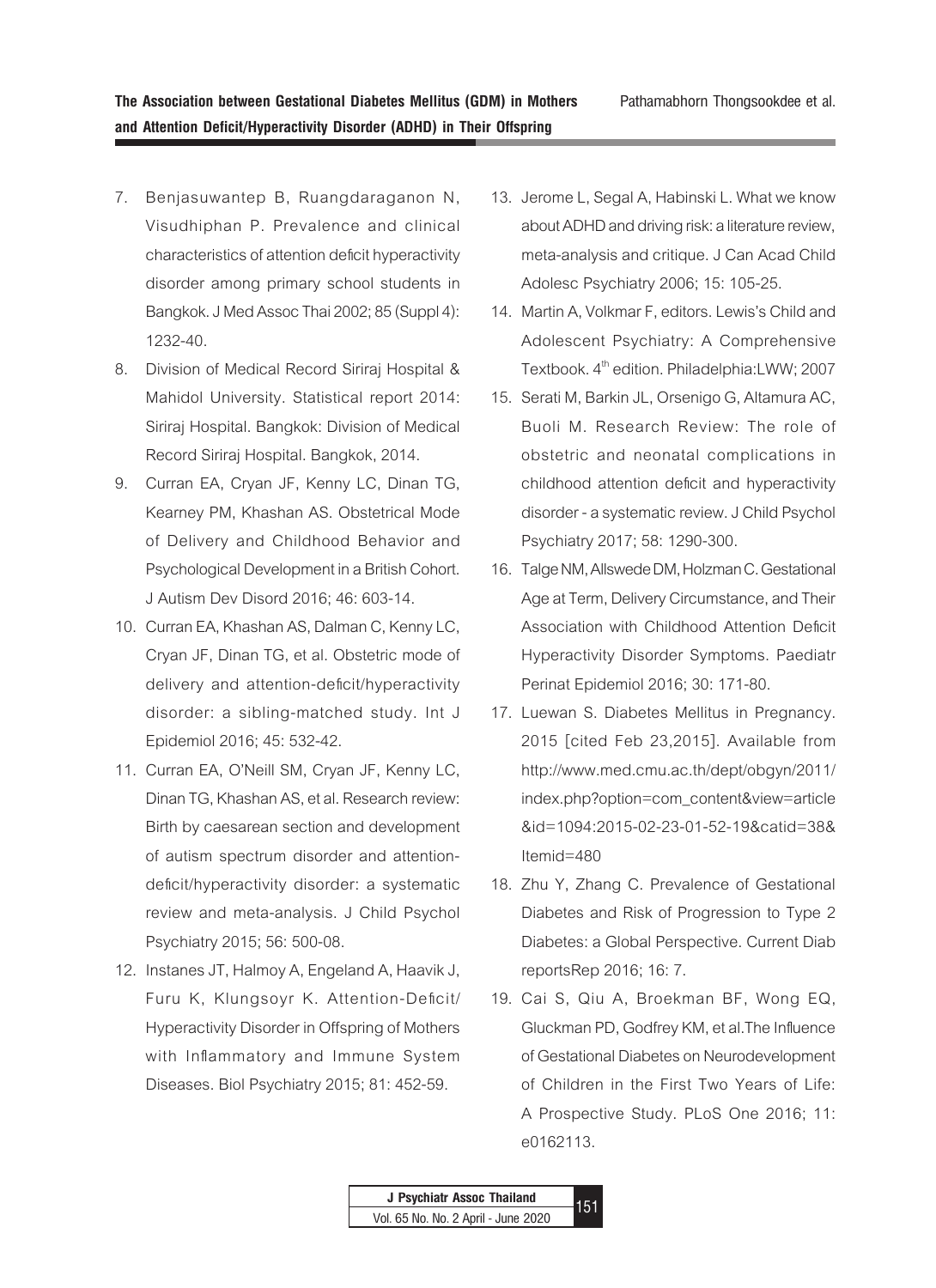7. Benjasuwantep B, Ruangdaraganon N, Visudhiphan P. Prevalence and clinical characteristics of attention deficit hyperactivity disorder among primary school students in Bangkok. J Med Assoc Thai 2002; 85 (Suppl 4): 1232-40.
8. Division of Medical Record Siriraj Hospital & Mahidol University. Statistical report 2014: Siriraj Hospital. Bangkok: Division of Medical Record Siriraj Hospital. Bangkok, 2014.
9. Curran EA, Cryan JF, Kenny LC, Dinan TG, Kearney PM, Khashan AS. Obstetrical Mode of Delivery and Childhood Behavior and Psychological Development in a British Cohort. J Autism Dev Disord 2016; 46: 603-14.
10. Curran EA, Khashan AS, Dalman C, Kenny LC, Cryan JF, Dinan TG, et al. Obstetric mode of delivery and attention-deficit/hyperactivity disorder: a sibling-matched study. Int J Epidemiol 2016; 45: 532-42.
11. Curran EA, O'Neill SM, Cryan JF, Kenny LC, Dinan TG, Khashan AS, et al. Research review: Birth by caesarean section and development of autism spectrum disorder and attention-deficit/hyperactivity disorder: a systematic review and meta-analysis. J Child Psychol Psychiatry 2015; 56: 500-08.
12. Instanes JT, Halmoy A, Engeland A, Haavik J, Furu K, Klungsoyr K. Attention-Deficit/Hyperactivity Disorder in Offspring of Mothers with Inflammatory and Immune System Diseases. Biol Psychiatry 2015; 81: 452-59.
13. Jerome L, Segal A, Habinski L. What we know about ADHD and driving risk: a literature review, meta-analysis and critique. J Can Acad Child Adolesc Psychiatry 2006; 15: 105-25.
14. Martin A, Volkmar F, editors. Lewis's Child and Adolescent Psychiatry: A Comprehensive Textbook. 4th edition. Philadelphia:LWW; 2007
15. Serati M, Barkin JL, Orsenigo G, Altamura AC, Buoli M. Research Review: The role of obstetric and neonatal complications in childhood attention deficit and hyperactivity disorder - a systematic review. J Child Psychol Psychiatry 2017; 58: 1290-300.
16. Talge NM, Allswede DM, Holzman C. Gestational Age at Term, Delivery Circumstance, and Their Association with Childhood Attention Deficit Hyperactivity Disorder Symptoms. Paediatr Perinat Epidemiol 2016; 30: 171-80.
17. Luewan S. Diabetes Mellitus in Pregnancy. 2015 [cited Feb 23,2015]. Available from http://www.med.cmu.ac.th/dept/obgyn/2011/index.php?option=com_content&view=article&id=1094:2015-02-23-01-52-19&catid=38&Itemid=480
18. Zhu Y, Zhang C. Prevalence of Gestational Diabetes and Risk of Progression to Type 2 Diabetes: a Global Perspective. Current Diab reportsRep 2016; 16: 7.
19. Cai S, Qiu A, Broekman BF, Wong EQ, Gluckman PD, Godfrey KM, et al.The Influence of Gestational Diabetes on Neurodevelopment of Children in the First Two Years of Life: A Prospective Study. PLoS One 2016; 11: e0162113.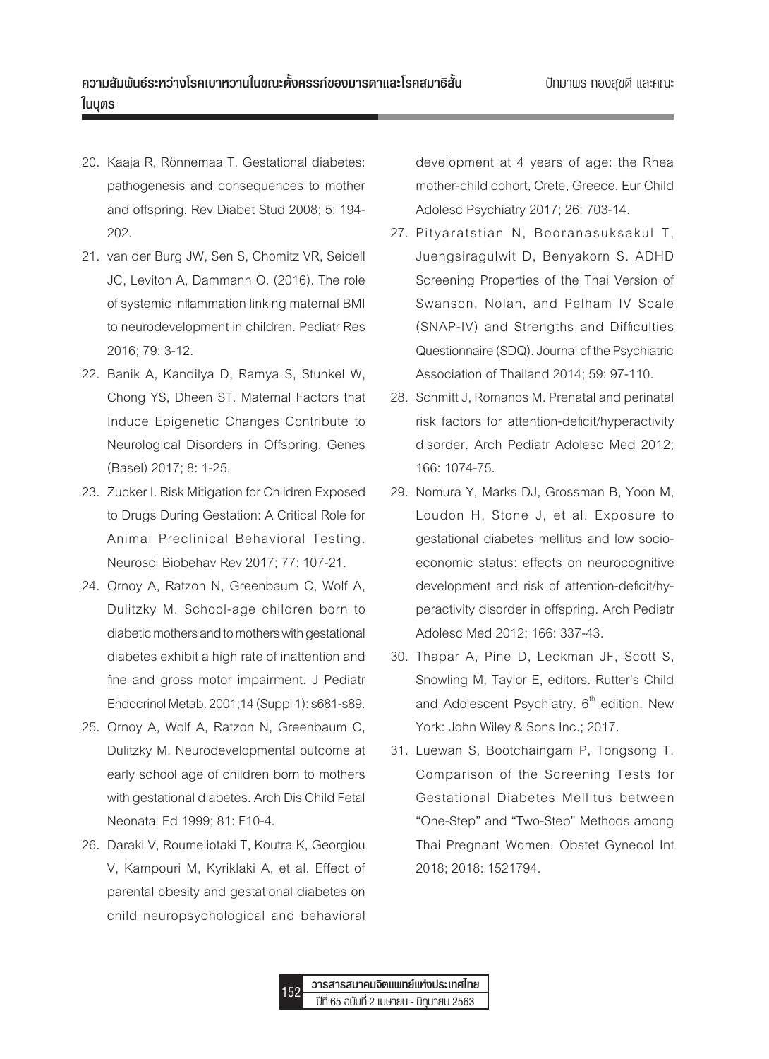20. Kaaja R, Rönnemaa T. Gestational diabetes: pathogenesis and consequences to mother and offspring. Rev Diabet Stud 2008; 5: 194-202.
21. van der Burg JW, Sen S, Chomitz VR, Seidell JC, Leviton A, Dammann O. (2016). The role of systemic inflammation linking maternal BMI to neurodevelopment in children. Pediatr Res 2016; 79: 3-12.
22. Banik A, Kandilya D, Ramya S, Stunkel W, Chong YS, Dheen ST. Maternal Factors that Induce Epigenetic Changes Contribute to Neurological Disorders in Offspring. Genes (Basel) 2017; 8: 1-25.
23. Zucker I. Risk Mitigation for Children Exposed to Drugs During Gestation: A Critical Role for Animal Preclinical Behavioral Testing. Neurosci Biobehav Rev 2017; 77: 107-21.
24. Ornoy A, Ratzon N, Greenbaum C, Wolf A, Dulitzky M. School-age children born to diabetic mothers and to mothers with gestational diabetes exhibit a high rate of inattention and fine and gross motor impairment. J Pediatr Endocrinol Metab. 2001;14 (Suppl 1): s681-s89.
25. Ornoy A, Wolf A, Ratzon N, Greenbaum C, Dulitzky M. Neurodevelopmental outcome at early school age of children born to mothers with gestational diabetes. Arch Dis Child Fetal Neonatal Ed 1999; 81: F10-4.
26. Daraki V, Roumeliotaki T, Koutra K, Georgiou V, Kampouri M, Kyriklaki A, et al. Effect of parental obesity and gestational diabetes on child neuropsychological and behavioral development at 4 years of age: the Rhea mother-child cohort, Crete, Greece. Eur Child Adolesc Psychiatry 2017; 26: 703-14.
27. Pityaratstian N, Booranasuksakul T, Juengsiragulwit D, Benyakorn S. ADHD Screening Properties of the Thai Version of Swanson, Nolan, and Pelham IV Scale (SNAP-IV) and Strengths and Difficulties Questionnaire (SDQ). Journal of the Psychiatric Association of Thailand 2014; 59: 97-110.
28. Schmitt J, Romanos M. Prenatal and perinatal risk factors for attention-deficit/hyperactivity disorder. Arch Pediatr Adolesc Med 2012; 166: 1074-75.
29. Nomura Y, Marks DJ, Grossman B, Yoon M, Loudon H, Stone J, et al. Exposure to gestational diabetes mellitus and low socio-economic status: effects on neurocognitive development and risk of attention-deficit/hyperactivity disorder in offspring. Arch Pediatr Adolesc Med 2012; 166: 337-43.
30. Thapar A, Pine D, Leckman JF, Scott S, Snowling M, Taylor E, editors. Rutter's Child and Adolescent Psychiatry. 6th edition. New York: John Wiley & Sons Inc.; 2017.
31. Luewan S, Bootchaingam P, Tongsong T. Comparison of the Screening Tests for Gestational Diabetes Mellitus between "One-Step" and "Two-Step" Methods among Thai Pregnant Women. Obstet Gynecol Int 2018; 2018: 1521794.